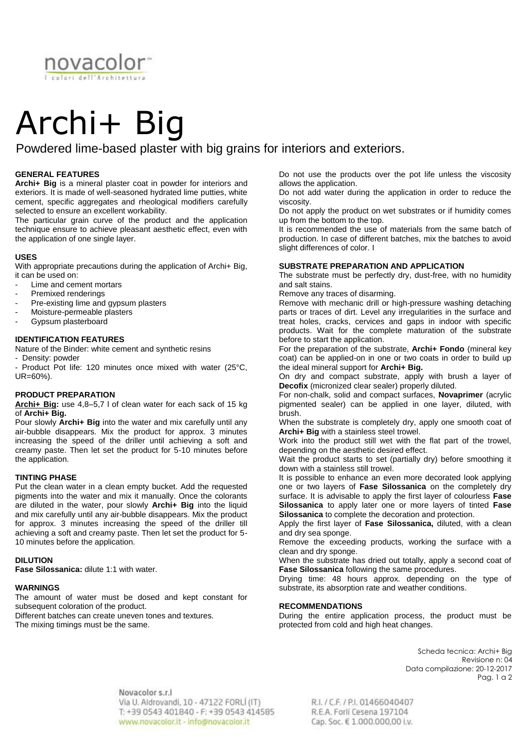# Archi+ Big

Powdered lime-based plaster with big grains for interiors and exteriors.

### GENERAL FEATURES

**Archi+ Big** is a mineral plaster coat in powder for interiors and exteriors. It is made of well-seasoned hydrated lime putties, white cement, specific aggregates and rheological modifiers carefully selected to ensure an excellent workability.

The particular grain curve of the product and the application technique ensure to achieve pleasant aesthetic effect, even with the application of one single layer.

### USES

With appropriate precautions during the application of Archi+ Big, it can be used on:

- Lime and cement mortars
- Premixed renderings
- Pre-existing lime and gypsum plasters
- Moisture-permeable plasters
- Gypsum plasterboard

### IDENTIFICATION FEATURES

Nature of the Binder: white cement and synthetic resins

- Density: powder
- Product Pot life: 120 minutes once mixed with water (25°C, UR=60%).

### PRODUCT PREPARATION

**Archi+ Big:** use 4,8–5,7 l of clean water for each sack of 15 kg of **Archi+ Big.**

Pour slowly **Archi+ Big** into the water and mix carefully until any air-bubble disappears. Mix the product for approx. 3 minutes increasing the speed of the driller until achieving a soft and creamy paste. Then let set the product for 5-10 minutes before the application.

### TINTING PHASE

Put the clean water in a clean empty bucket. Add the requested pigments into the water and mix it manually. Once the colorants are diluted in the water, pour slowly **Archi+ Big** into the liquid and mix carefully until any air-bubble disappears. Mix the product for approx. 3 minutes increasing the speed of the driller till achieving a soft and creamy paste. Then let set the product for 5-10 minutes before the application.

### DILUTION

**Fase Silossanica:** dilute 1:1 with water.

### WARNINGS

The amount of water must be dosed and kept constant for subsequent coloration of the product.

Different batches can create uneven tones and textures.

The mixing timings must be the same.

Do not use the products over the pot life unless the viscosity allows the application.

Do not add water during the application in order to reduce the viscosity.

Do not apply the product on wet substrates or if humidity comes up from the bottom to the top.

It is recommended the use of materials from the same batch of production. In case of different batches, mix the batches to avoid slight differences of color. I

### SUBSTRATE PREPARATION AND APPLICATION

The substrate must be perfectly dry, dust-free, with no humidity and salt stains.

Remove any traces of disarming.

Remove with mechanic drill or high-pressure washing detaching parts or traces of dirt. Level any irregularities in the surface and treat holes, cracks, services and gaps in indoor with specific products. Wait for the complete maturation of the substrate before to start the application.

For the preparation of the substrate, **Archi+ Fondo** (mineral key coat) can be applied-on in one or two coats in order to build up the ideal mineral support for **Archi+ Big.**

On dry and compact substrate, apply with brush a layer of **Decofix** (micronized clear sealer) properly diluted.

For non-chalk, solid and compact surfaces, **Novaprimer** (acrylic pigmented sealer) can be applied in one layer, diluted, with brush.

When the substrate is completely dry, apply one smooth coat of **Archi+ Big** with a stainless steel trowel.

Work into the product still wet with the flat part of the trowel, depending on the aesthetic desired effect.

Wait the product starts to set (partially dry) before smoothing it down with a stainless still trowel.

It is possible to enhance an even more decorated look applying one or two layers of **Fase Silossanica** on the completely dry surface. It is advisable to apply the first layer of colourless **Fase Silossanica** to apply later one or more layers of tinted **Fase Silossanica** to complete the decoration and protection.

Apply the first layer of **Fase Silossanica,** diluted, with a clean and dry sea sponge.

Remove the exceeding products, working the surface with a clean and dry sponge.

When the substrate has dried out totally, apply a second coat of **Fase Silossanica** following the same procedures.

Drying time: 48 hours approx. depending on the type of substrate, its absorption rate and weather conditions.

### RECOMMENDATIONS

During the entire application process, the product must be protected from cold and high heat changes.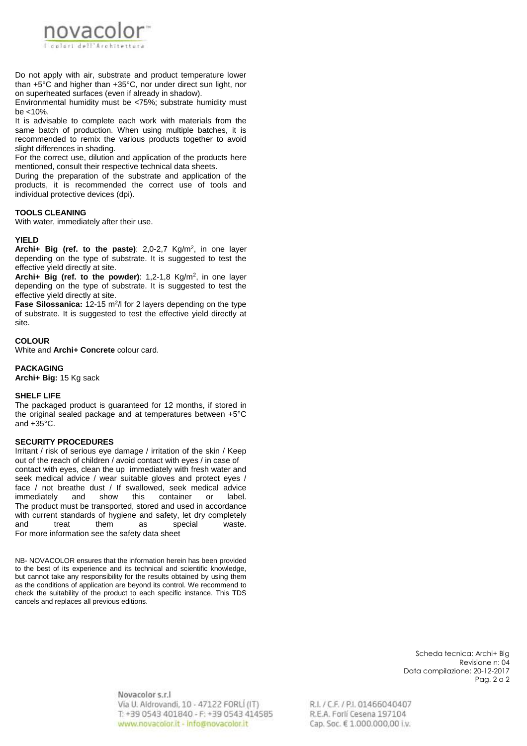Do not apply with air, substrate and product temperature lower than +5°C and higher than +35°C, nor under direct sun light, nor on superheated surfaces (even if already in shadow).

Environmental humidity must be <75%; substrate humidity must be <10%.

It is advisable to complete each work with materials from the same batch of production. When using multiple batches, it is recommended to remix the various products together to avoid slight differences in shading.

For the correct use, dilution and application of the products here mentioned, consult their respective technical data sheets.

During the preparation of the substrate and application of the products, it is recommended the correct use of tools and individual protective devices (dpi).

**TOOLS CLEANING**

With water, immediately after their use.

**YIELD**

**Archi+ Big (ref. to the paste)**: 2,0-2,7 Kg/m$^2$, in one layer depending on the type of substrate. It is suggested to test the effective yield directly at site.

**Archi+ Big (ref. to the powder)**: 1,2-1,8 Kg/m$^2$, in one layer depending on the type of substrate. It is suggested to test the effective yield directly at site.

**Fase Silossanica:** 12-15 m$^2$/l for 2 layers depending on the type of substrate. It is suggested to test the effective yield directly at site.

**COLOUR**

White and **Archi+ Concrete** colour card.

**PACKAGING**

**Archi+ Big:** 15 Kg sack

**SHELF LIFE**

The packaged product is guaranteed for 12 months, if stored in the original sealed package and at temperatures between +5°C and +35°C.

**SECURITY PROCEDURES**

Irritant / risk of serious eye damage / irritation of the skin / Keep out of the reach of children / avoid contact with eyes / in case of contact with eyes, clean the up immediately with fresh water and seek medical advice / wear suitable gloves and protect eyes / face / not breathe dust / If swallowed, seek medical advice immediately and show this container or label.
The product must be transported, stored and used in accordance with current standards of hygiene and safety, let dry completely and treat them as special waste.
For more information see the safety data sheet

NB- NOVACOLOR ensures that the information herein has been provided to the best of its experience and its technical and scientific knowledge, but cannot take any responsibility for the results obtained by using them as the conditions of application are beyond its control. We recommend to check the suitability of the product to each specific instance. This TDS cancels and replaces all previous editions.

Scheda tecnica: Archi+ Big
Revisione n: 04
Data compilazione: 20-12-2017

Novacolor s.r.l
Via U. Aldrovandi, 10 - 47122 FORLÍ (IT)
T: +39 0543 401840 - F: +39 0543 414585
www.novacolor.it - info@novacolor.it

R.I. / C.F. / P.I. 01466040407
R.E.A. Forlí Cesena 197104
Cap. Soc. € 1.000.000,00 i.v.